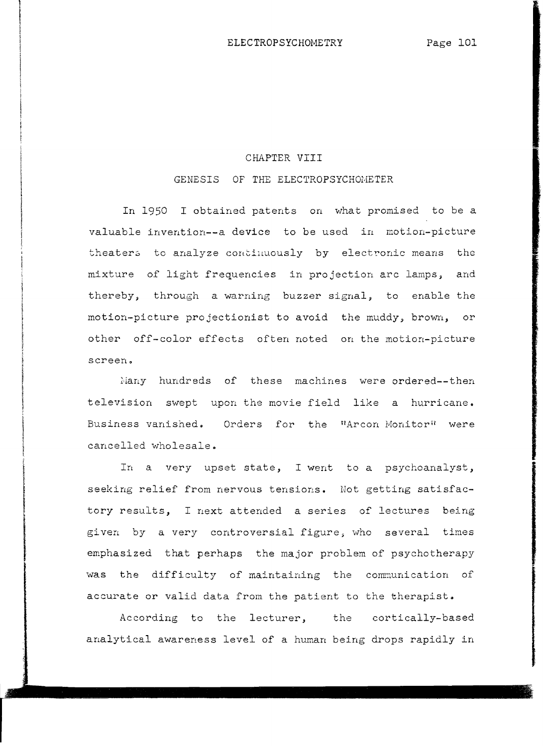# CHAPTER VIII

## GENESIS OF THE ELECTROPSYCHOMETER

In 1950 I obtained patents on what promised to be a valuable invention--a device to be used in motion-picture theaters to analyze continuously by electronic means the mixture of light frequencies in projection arc lamps, and thereby, through a warning buzzer signal, to enable the motion-picture projectionist to avoid the muddy, brown, or other off-color effects often noted on the motion-picture screen.

Many hundreds of these machines were ordered--then television swept upon the movie field like a hurricane. Business vanished. Orders for the "Arcon Monitor" were cancelled wholesale.

In a very upset state, I went to a psychoanalyst, seeking relief from nervous tensions. Not getting satisfactory results, I next attended a series of lectures being given by a very controversial figure, who several times emphasized that perhaps the major problem of psychotherapy was the difficulty of maintaining the communication of accurate or valid data from the patient to the therapist.

According to the lecturer, the cortically-based analytical awareness level of a human being drops rapidly in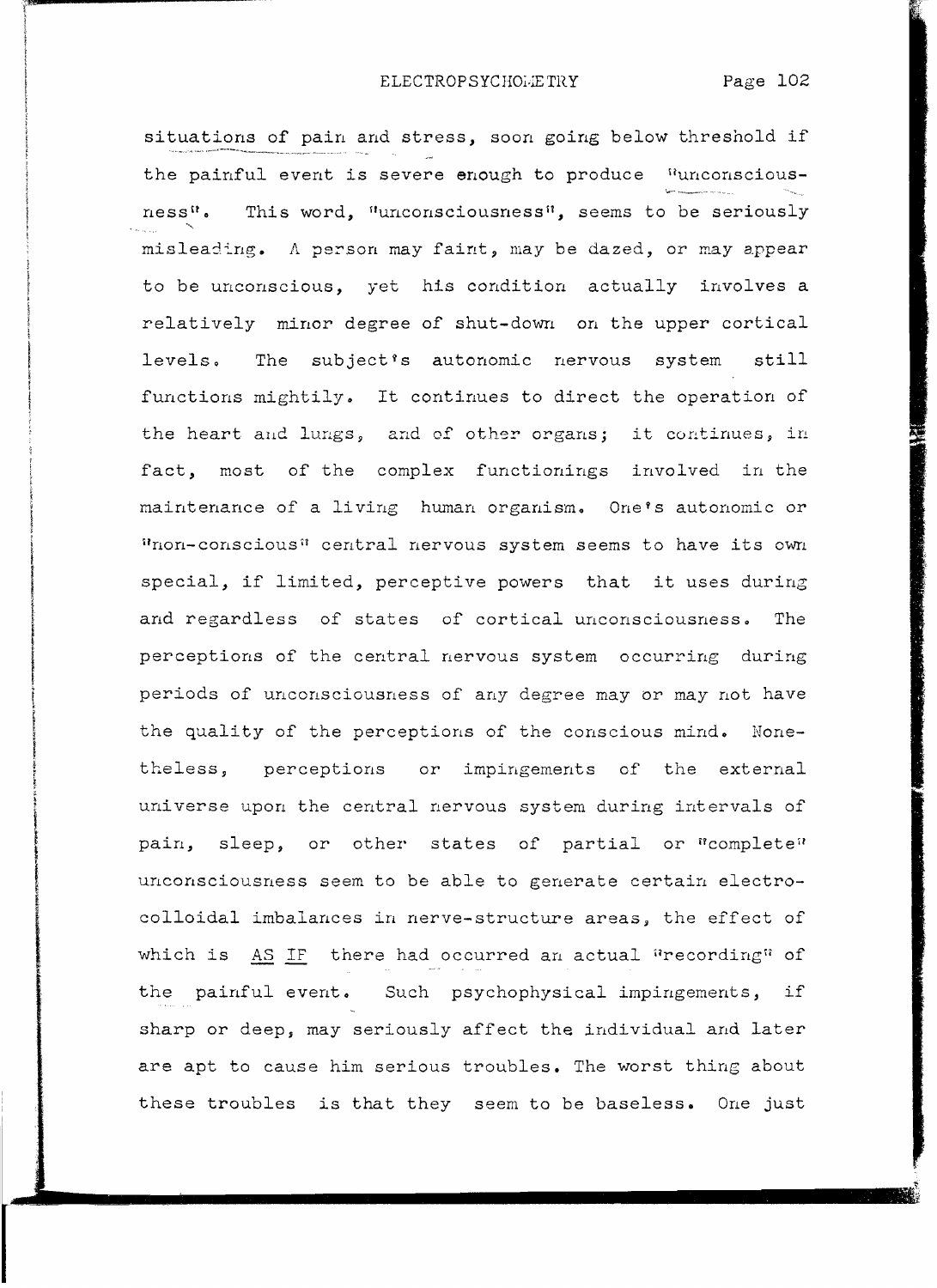situations of pain and stress, soon going below threshold if the painful event is severe enough to produce "unconsciousness". This word, "unconsciousness", seems to be seriously misleading. A person may faint, may be dazed, or may appear to be unconscious, yet his condition actually involves a relatively minor degree of shut-down on the upper cortical levels. The subject's autonomic nervous system still functions mightily. It continues to direct the operation of the heart and lungs, and of other organs; it continues, in fact, most of the complex functionings involved in the maintenance of a living human organism. One's autonomic or "non-conscious" central nervous system seems to have its own special, if limited, perceptive powers that it uses during and regardless of states of cortical unconsciousness. The perceptions of the central nervous system occurring during periods of unconsciousness of any degree may or may not have the quality of the perceptions of the conscious mind. Nonetheless, perceptions or impingements of the external universe upon the central nervous system during intervals of pain, sleep, or other states of partial or "complete" unconsciousness seem to be able to generate certain electro-colloidal imbalances in nerve-structure areas, the effect of which is <u>AS IF</u> there had occurred an actual "recording" of the painful event. Such psychophysical impingements, if sharp or deep, may seriously affect the individual and later are apt to cause him serious troubles. The worst thing about these troubles is that they seem to be baseless. One just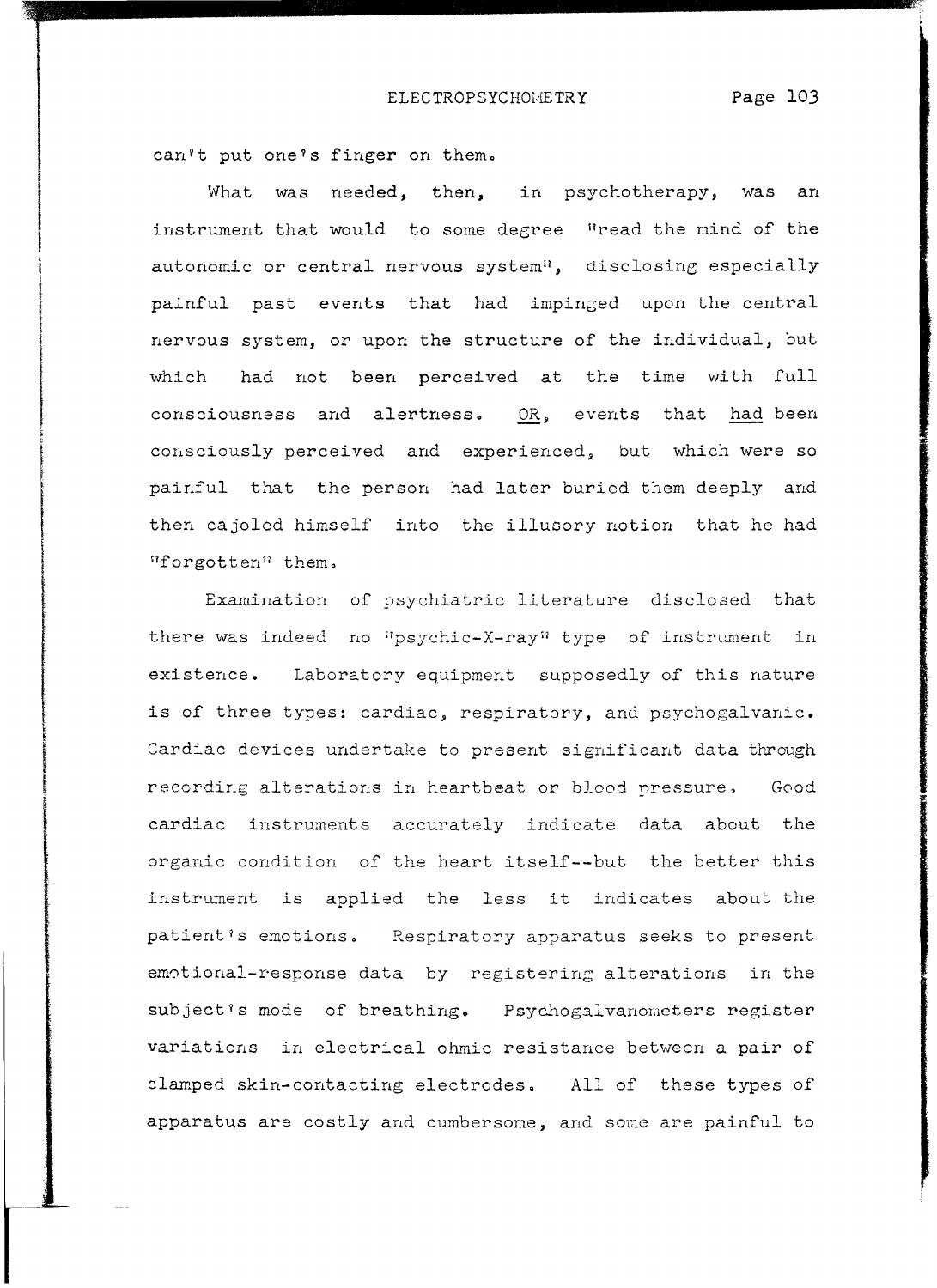can't put one's finger on them.

What was needed, then, in psychotherapy, was an instrument that would to some degree "read the mind of the autonomic or central nervous system", disclosing especially painful past events that had impinged upon the central nervous system, or upon the structure of the individual, but which had not been perceived at the time with full consciousness and alertness. <u>OR</u>, events that <u>had</u> been consciously perceived and experienced, but which were so painful that the person had later buried them deeply and then cajoled himself into the illusory notion that he had "forgotten" them.

Examination of psychiatric literature disclosed that there was indeed no "psychic-X-ray" type of instrument in existence. Laboratory equipment supposedly of this nature is of three types: cardiac, respiratory, and psychogalvanic. Cardiac devices undertake to present significant data through recording alterations in heartbeat or blood pressure. Good cardiac instruments accurately indicate data about the organic condition of the heart itself--but the better this instrument is applied the less it indicates about the patient's emotions. Respiratory apparatus seeks to present emotional-response data by registering alterations in the subject's mode of breathing. Psychogalvanometers register variations in electrical ohmic resistance between a pair of clamped skin-contacting electrodes. All of these types of apparatus are costly and cumbersome, and some are painful to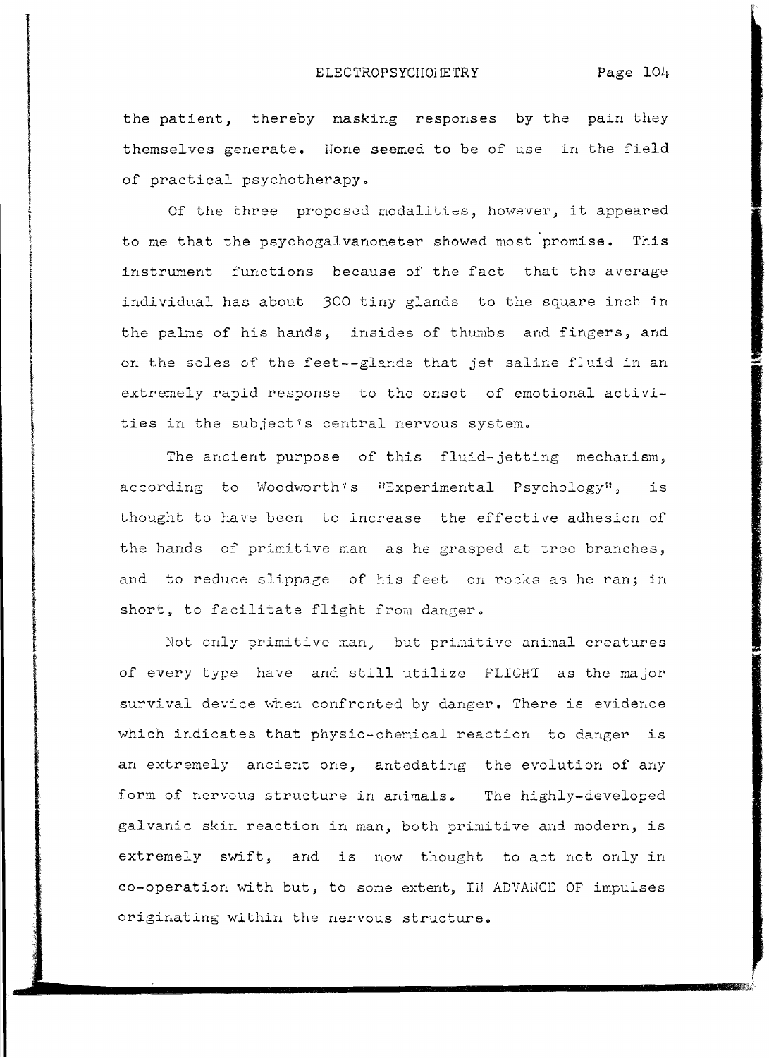the patient, thereby masking responses by the pain they themselves generate. None seemed to be of use in the field of practical psychotherapy.

Of the three proposed modalities, however, it appeared to me that the psychogalvanometer showed most promise. This instrument functions because of the fact that the average individual has about 300 tiny glands to the square inch in the palms of his hands, insides of thumbs and fingers, and on the soles of the feet--glands that jet saline fluid in an extremely rapid response to the onset of emotional activities in the subject's central nervous system.

The ancient purpose of this fluid-jetting mechanism, according to Woodworth's "Experimental Psychology", is thought to have been to increase the effective adhesion of the hands of primitive man as he grasped at tree branches, and to reduce slippage of his feet on rocks as he ran; in short, to facilitate flight from danger.

Not only primitive man, but primitive animal creatures of every type have and still utilize FLIGHT as the major survival device when confronted by danger. There is evidence which indicates that physio-chemical reaction to danger is an extremely ancient one, antedating the evolution of any form of nervous structure in animals. The highly-developed galvanic skin reaction in man, both primitive and modern, is extremely swift, and is now thought to act not only in co-operation with but, to some extent, IN ADVANCE OF impulses originating within the nervous structure.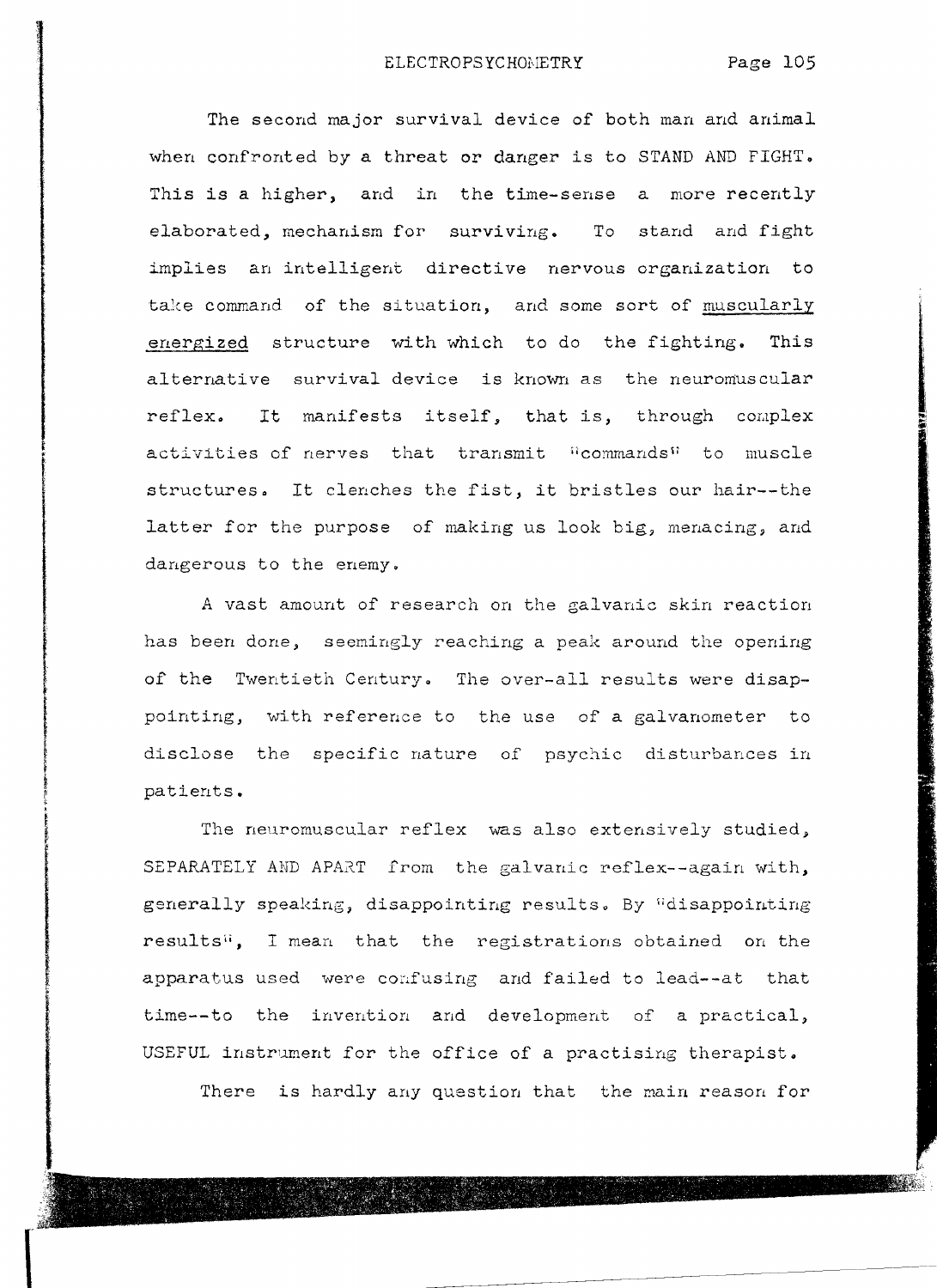The second major survival device of both man and animal when confronted by a threat or danger is to STAND AND FIGHT. This is a higher, and in the time-sense a more recently elaborated, mechanism for surviving. To stand and fight implies an intelligent directive nervous organization to take command of the situation, and some sort of <u>muscularly energized</u> structure with which to do the fighting. This alternative survival device is known as the neuromuscular reflex. It manifests itself, that is, through complex activities of nerves that transmit "commands" to muscle structures. It clenches the fist, it bristles our hair--the latter for the purpose of making us look big, menacing, and dangerous to the enemy.

A vast amount of research on the galvanic skin reaction has been done, seemingly reaching a peak around the opening of the Twentieth Century. The over-all results were disappointing, with reference to the use of a galvanometer to disclose the specific nature of psychic disturbances in patients.

The neuromuscular reflex was also extensively studied, SEPARATELY AND APART from the galvanic reflex--again with, generally speaking, disappointing results. By "disappointing results", I mean that the registrations obtained on the apparatus used were confusing and failed to lead--at that time--to the invention and development of a practical, USEFUL instrument for the office of a practising therapist.

There is hardly any question that the main reason for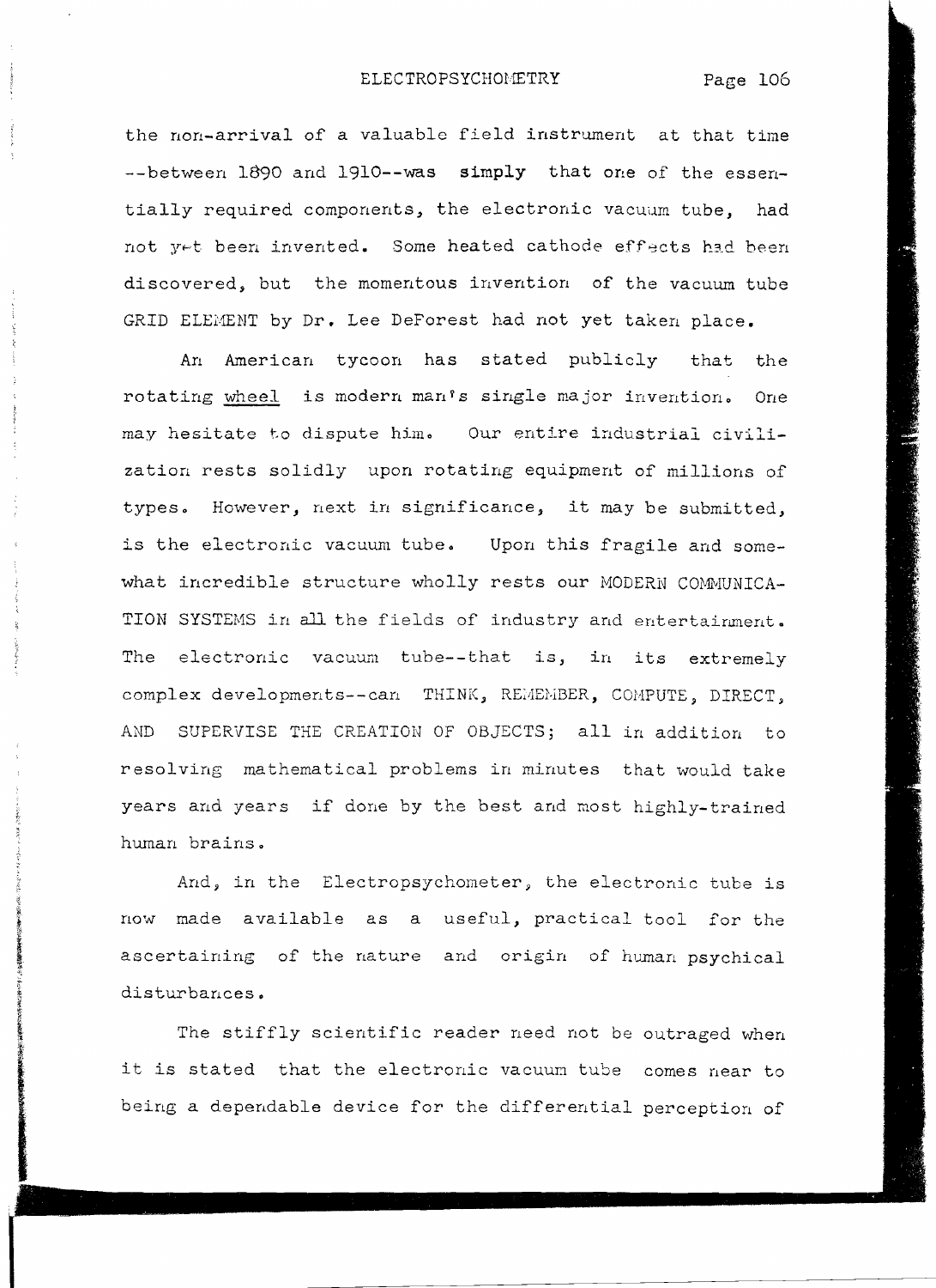the non-arrival of a valuable field instrument at that time --between 1890 and 1910--was **simply** that one of the essentially required components, the electronic vacuum tube, had not yet been invented. Some heated cathode effects had been discovered, but the momentous invention of the vacuum tube GRID ELEMENT by Dr. Lee DeForest had not yet taken place.

An American tycoon has stated publicly that the rotating wheel is modern man's single major invention. One may hesitate to dispute him. Our entire industrial civilization rests solidly upon rotating equipment of millions of types. However, next in significance, it may be submitted, is the electronic vacuum tube. Upon this fragile and somewhat incredible structure wholly rests our MODERN COMMUNICATION SYSTEMS in all the fields of industry and entertainment. The electronic vacuum tube--that is, in its extremely complex developments--can THINK, REMEMBER, COMPUTE, DIRECT, AND SUPERVISE THE CREATION OF OBJECTS; all in addition to resolving mathematical problems in minutes that would take years and years if done by the best and most highly-trained human brains.

And, in the Electropsychometer, the electronic tube is now made available as a useful, practical tool for the ascertaining of the nature and origin of human psychical disturbances.

The stiffly scientific reader need not be outraged when it is stated that the electronic vacuum tube comes near to being a dependable device for the differential perception of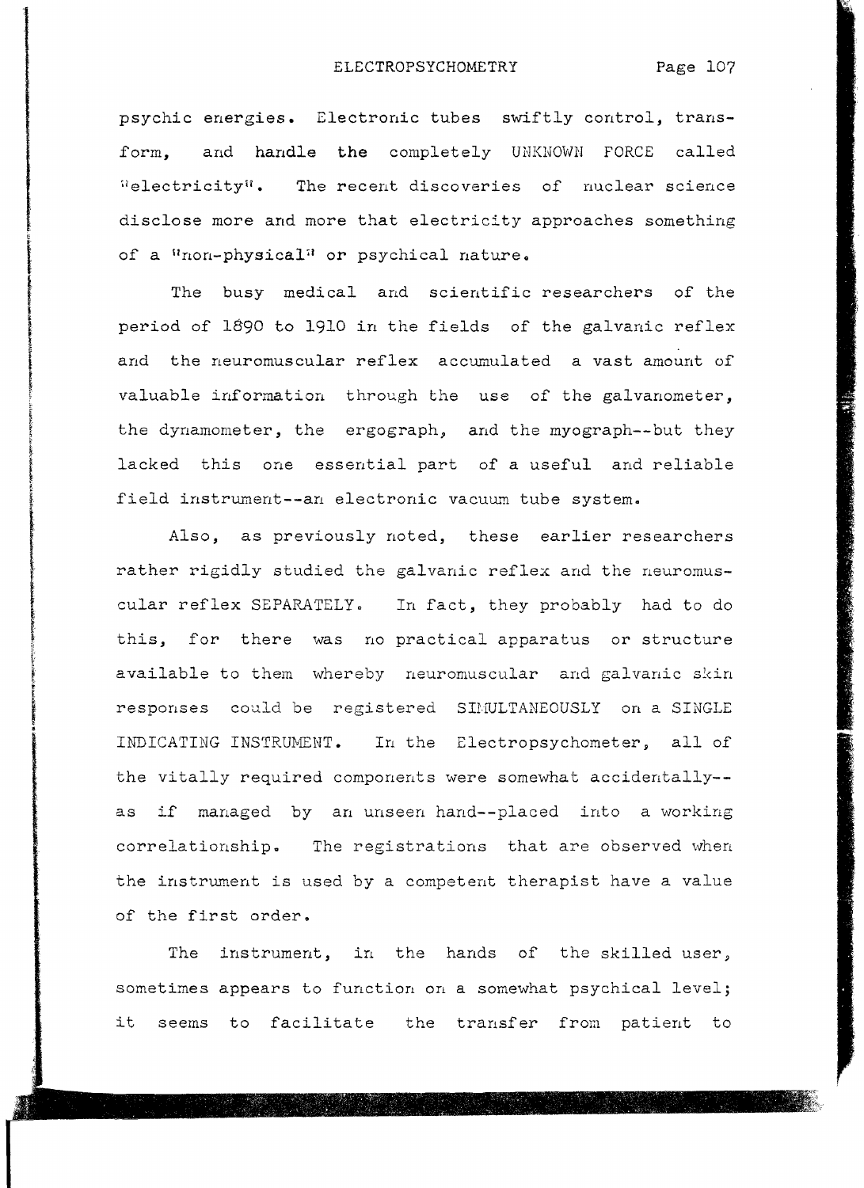psychic energies. Electronic tubes swiftly control, transform, and handle the completely UNKNOWN FORCE called "electricity". The recent discoveries of nuclear science disclose more and more that electricity approaches something of a "non-physical" or psychical nature.

The busy medical and scientific researchers of the period of 1890 to 1910 in the fields of the galvanic reflex and the neuromuscular reflex accumulated a vast amount of valuable information through the use of the galvanometer, the dynamometer, the ergograph, and the myograph--but they lacked this one essential part of a useful and reliable field instrument--an electronic vacuum tube system.

Also, as previously noted, these earlier researchers rather rigidly studied the galvanic reflex and the neuromuscular reflex SEPARATELY. In fact, they probably had to do this, for there was no practical apparatus or structure available to them whereby neuromuscular and galvanic skin responses could be registered SIMULTANEOUSLY on a SINGLE INDICATING INSTRUMENT. In the Electropsychometer, all of the vitally required components were somewhat accidentally--as if managed by an unseen hand--placed into a working correlationship. The registrations that are observed when the instrument is used by a competent therapist have a value of the first order.

The instrument, in the hands of the skilled user, sometimes appears to function on a somewhat psychical level; it seems to facilitate the transfer from patient to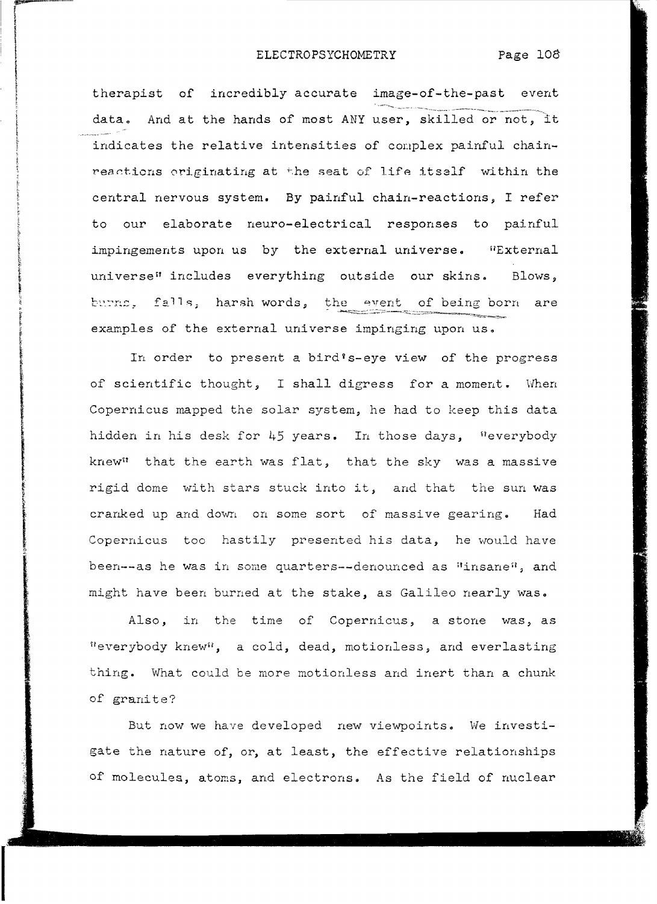therapist of incredibly accurate image-of-the-past event data. And at the hands of most ANY user, skilled or not, it indicates the relative intensities of complex painful chain-reactions originating at the seat of life itself within the central nervous system. By painful chain-reactions, I refer to our elaborate neuro-electrical responses to painful impingements upon us by the external universe. "External universe" includes everything outside our skins. Blows, burns, falls, harsh words, the event of being born are examples of the external universe impinging upon us.

In order to present a bird's-eye view of the progress of scientific thought, I shall digress for a moment. When Copernicus mapped the solar system, he had to keep this data hidden in his desk for 45 years. In those days, "everybody knew" that the earth was flat, that the sky was a massive rigid dome with stars stuck into it, and that the sun was cranked up and down on some sort of massive gearing. Had Copernicus too hastily presented his data, he would have been--as he was in some quarters--denounced as "insane", and might have been burned at the stake, as Galileo nearly was.

Also, in the time of Copernicus, a stone was, as "everybody knew", a cold, dead, motionless, and everlasting thing. What could be more motionless and inert than a chunk of granite?

But now we have developed new viewpoints. We investigate the nature of, or, at least, the effective relationships of molecules, atoms, and electrons. As the field of nuclear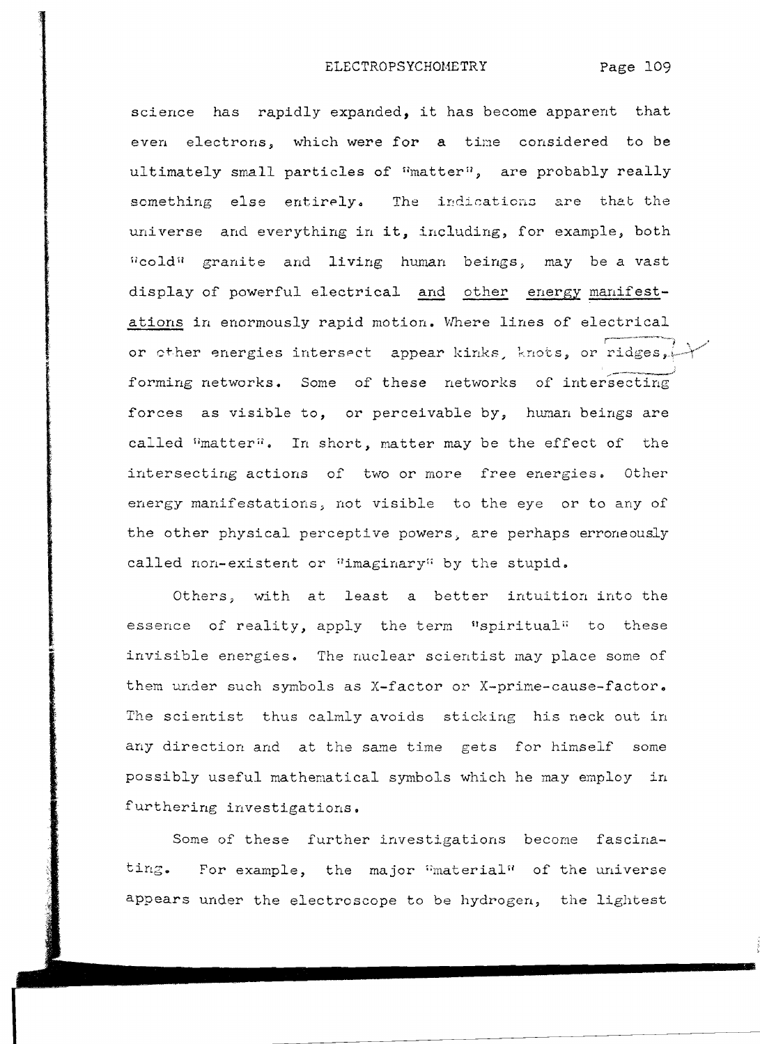science has rapidly expanded, it has become apparent that even electrons, which were for a time considered to be ultimately small particles of "matter", are probably really something else entirely. The indications are that the universe and everything in it, including, for example, both "cold" granite and living human beings, may be a vast display of powerful electrical <u>and</u> <u>other</u> <u>energy</u> <u>manifestations</u> in enormously rapid motion. Where lines of electrical or other energies intersect appear kinks, knots, or ridges, forming networks. Some of these networks of intersecting forces as visible to, or perceivable by, human beings are called "matter". In short, matter may be the effect of the intersecting actions of two or more free energies. Other energy manifestations, not visible to the eye or to any of the other physical perceptive powers, are perhaps erroneously called non-existent or "imaginary" by the stupid.

Others, with at least a better intuition into the essence of reality, apply the term "spiritual" to these invisible energies. The nuclear scientist may place some of them under such symbols as X-factor or X-prime-cause-factor. The scientist thus calmly avoids sticking his neck out in any direction and at the same time gets for himself some possibly useful mathematical symbols which he may employ in furthering investigations.

Some of these further investigations become fascinating. For example, the major "material" of the universe appears under the electroscope to be hydrogen, the lightest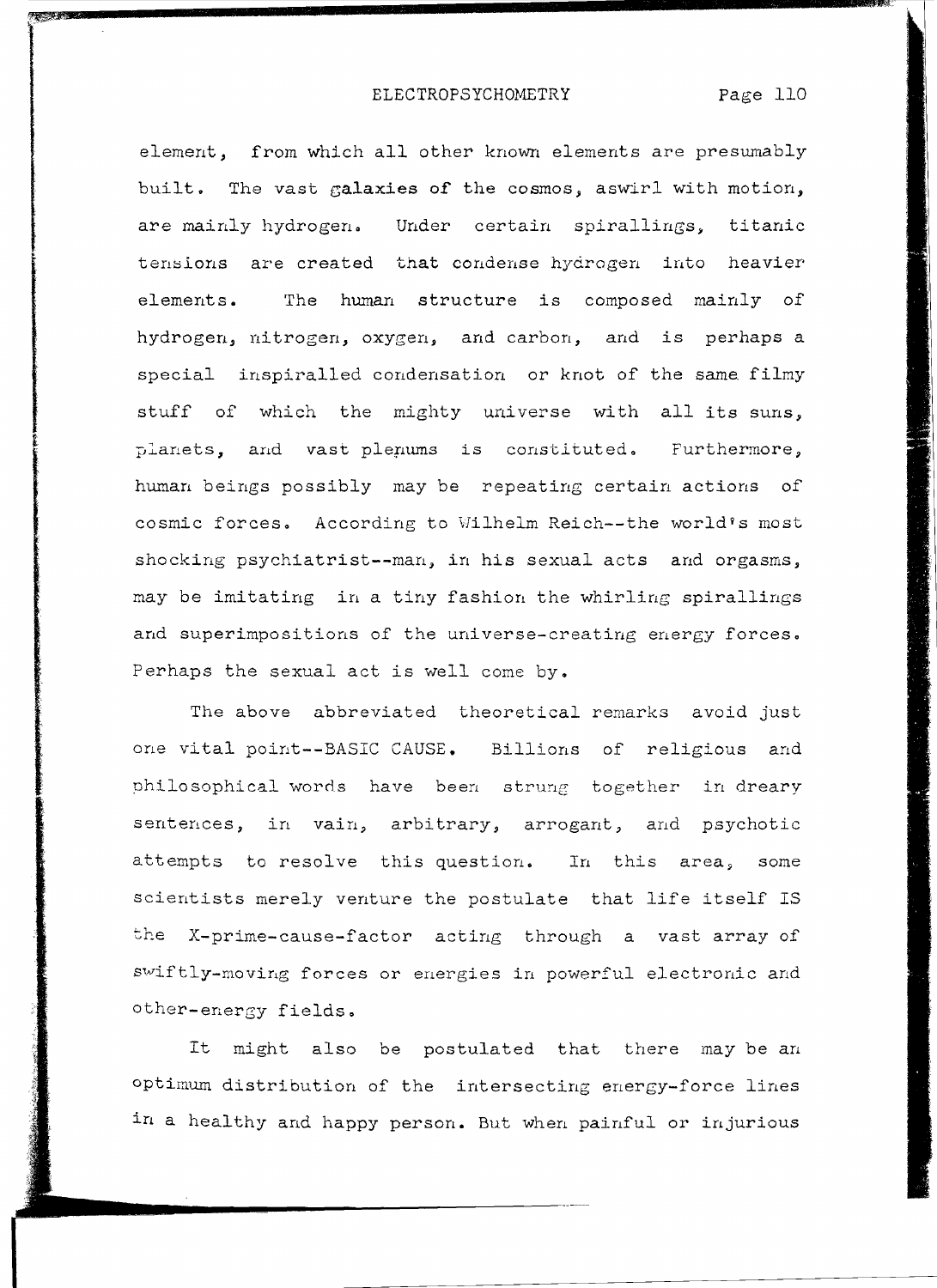element, from which all other known elements are presumably built. The vast galaxies of the cosmos, aswirl with motion, are mainly hydrogen. Under certain spirallings, titanic tensions are created that condense hydrogen into heavier elements. The human structure is composed mainly of hydrogen, nitrogen, oxygen, and carbon, and is perhaps a special inspiralled condensation or knot of the same filmy stuff of which the mighty universe with all its suns, planets, and vast plenums is constituted. Furthermore, human beings possibly may be repeating certain actions of cosmic forces. According to Wilhelm Reich--the world's most shocking psychiatrist--man, in his sexual acts and orgasms, may be imitating in a tiny fashion the whirling spirallings and superimpositions of the universe-creating energy forces. Perhaps the sexual act is well come by.

The above abbreviated theoretical remarks avoid just one vital point--BASIC CAUSE. Billions of religious and philosophical words have been strung together in dreary sentences, in vain, arbitrary, arrogant, and psychotic attempts to resolve this question. In this area, some scientists merely venture the postulate that life itself IS the X-prime-cause-factor acting through a vast array of swiftly-moving forces or energies in powerful electronic and other-energy fields.

It might also be postulated that there may be an optimum distribution of the intersecting energy-force lines in a healthy and happy person. But when painful or injurious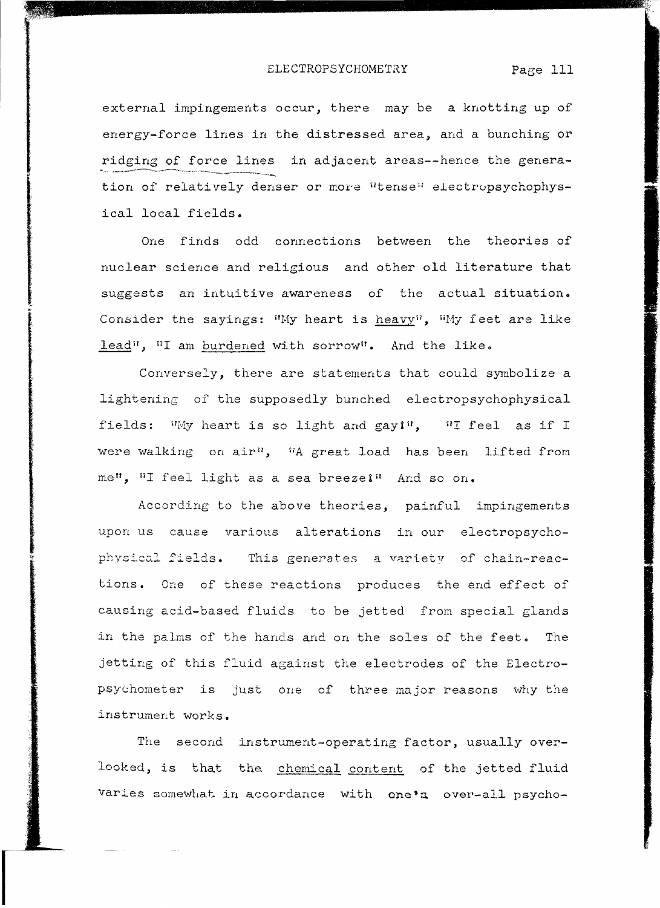external impingements occur, there may be a knotting up of energy-force lines in the distressed area, and a bunching or ridging of force lines in adjacent areas--hence the generation of relatively denser or more "tense" electropsychophysical local fields.

One finds odd connections between the theories of nuclear science and religious and other old literature that suggests an intuitive awareness of the actual situation. Consider the sayings: "My heart is heavy", "My feet are like lead", "I am burdened with sorrow". And the like.

Conversely, there are statements that could symbolize a lightening of the supposedly bunched electropsychophysical fields: "My heart is so light and gay!", "I feel as if I were walking on air", "A great load has been lifted from me", "I feel light as a sea breeze!" And so on.

According to the above theories, painful impingements upon us cause various alterations in our electropsychophysical fields. This generates a variety of chain-reactions. One of these reactions produces the end effect of causing acid-based fluids to be jetted from special glands in the palms of the hands and on the soles of the feet. The jetting of this fluid against the electrodes of the Electropsychometer is just one of three major reasons why the instrument works.

The second instrument-operating factor, usually overlooked, is that the chemical content of the jetted fluid varies somewhat in accordance with one's over-all psycho-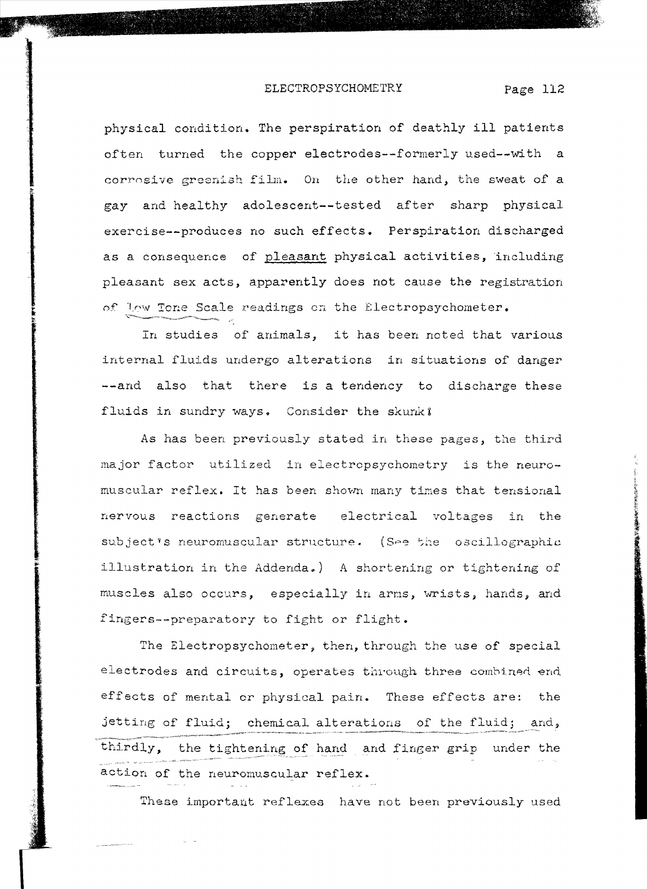physical condition. The perspiration of deathly ill patients often turned the copper electrodes--formerly used--with a corrosive greenish film. On the other hand, the sweat of a gay and healthy adolescent--tested after sharp physical exercise--produces no such effects. Perspiration discharged as a consequence of pleasant physical activities, including pleasant sex acts, apparently does not cause the registration of Low Tone Scale readings on the Electropsychometer.

In studies of animals, it has been noted that various internal fluids undergo alterations in situations of danger --and also that there is a tendency to discharge these fluids in sundry ways. Consider the skunk!

As has been previously stated in these pages, the third major factor utilized in electropsychometry is the neuromuscular reflex. It has been shown many times that tensional nervous reactions generate electrical voltages in the subject's neuromuscular structure. (See the oscillographic illustration in the Addenda.) A shortening or tightening of muscles also occurs, especially in arms, wrists, hands, and fingers--preparatory to fight or flight.

The Electropsychometer, then, through the use of special electrodes and circuits, operates through three combined end effects of mental or physical pain. These effects are: the jetting of fluid; chemical alterations of the fluid; and, thirdly, the tightening of hand and finger grip under the action of the neuromuscular reflex.

These important reflexes have not been previously used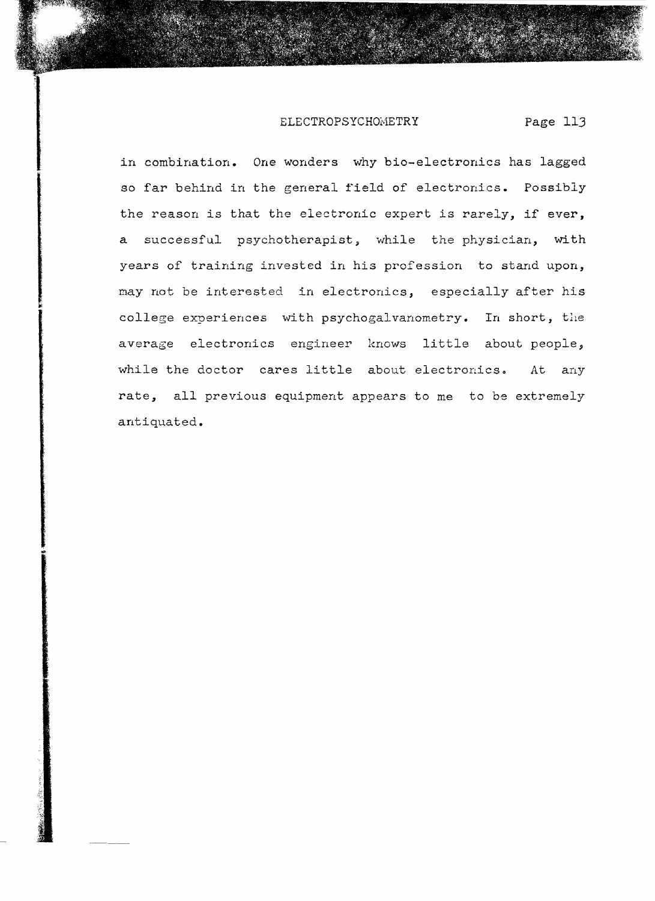in combination. One wonders why bio-electronics has lagged so far behind in the general field of electronics. Possibly the reason is that the electronic expert is rarely, if ever, a successful psychotherapist, while the physician, with years of training invested in his profession to stand upon, may not be interested in electronics, especially after his college experiences with psychogalvanometry. In short, the average electronics engineer knows little about people, while the doctor cares little about electronics. At any rate, all previous equipment appears to me to be extremely antiquated.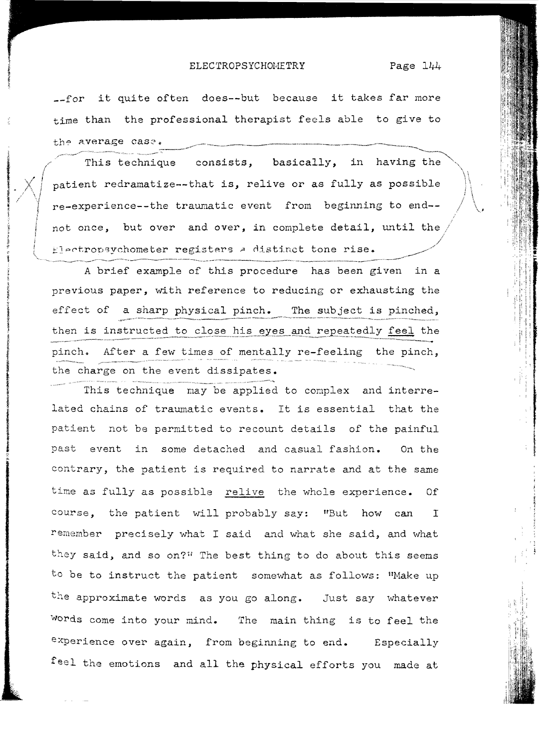--for it quite often does--but because it takes far more time than the professional therapist feels able to give to the average case.

This technique consists, basically, in having the patient redramatize--that is, relive or as fully as possible re-experience--the traumatic event from beginning to end--not once, but over and over, in complete detail, until the Electropsychometer registers a distinct tone rise.

A brief example of this procedure has been given in a previous paper, with reference to reducing or exhausting the effect of a sharp physical pinch. The subject is pinched, then is instructed to close his eyes and repeatedly feel the pinch. After a few times of mentally re-feeling the pinch, the charge on the event dissipates.

This technique may be applied to complex and interrelated chains of traumatic events. It is essential that the patient not be permitted to recount details of the painful past event in some detached and casual fashion. On the contrary, the patient is required to narrate and at the same time as fully as possible relive the whole experience. Of course, the patient will probably say: "But how can I remember precisely what I said and what she said, and what they said, and so on?" The best thing to do about this seems to be to instruct the patient somewhat as follows: "Make up the approximate words as you go along. Just say whatever words come into your mind. The main thing is to feel the experience over again, from beginning to end. Especially feel the emotions and all the physical efforts you made at